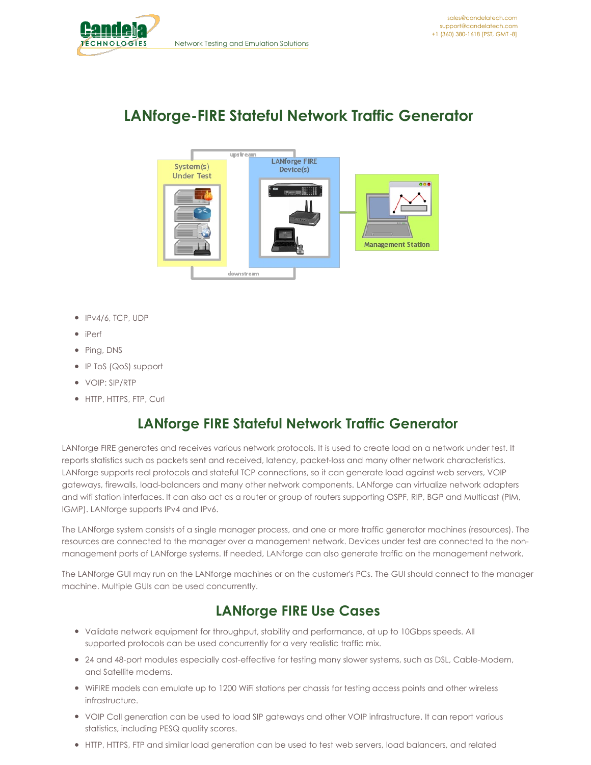# LANforge-FIRE Stateful Network Traffic Generator

- IPv4/6, TCP, UDP
- iPerf
- Ping, DNS
- IP ToS (QoS) support
- VOIP: SIP/RTP
- HTTP, HTTPS, FTP, Curl

## LANforge FIRE Stateful Network Traffic Generator

LANforge FIRE generates and receives various network protocols. It is used to create load on a network under test. It reports statistics such as packets sent and received, latency, packet-loss and many other network characteristics. LANforge supports real protocols and stateful TCP connections, so it can generate load against web servers, VOIP gateways, firewalls, load-balancers and many other network components. LANforge can virtualize network adapters and wifi station interfaces. It can also act as a router or group of routers supporting OSPF, RIP, BGP and Multicast (PIM, IGMP). LANforge supports IPv4 and IPv6.

The LANforge system consists of a single manager process, and one or more traffic generator machines (resources). The resources are connected to the manager over a management network. Devices under test are connected to the non-management ports of LANforge systems. If needed, LANforge can also generate traffic on the management network.

The LANforge GUI may run on the LANforge machines or on the customer's PCs. The GUI should connect to the manager machine. Multiple GUIs can be used concurrently.

## LANforge FIRE Use Cases

- Validate network equipment for throughput, stability and performance, at up to 10Gbps speeds. All supported protocols can be used concurrently for a very realistic traffic mix.
- 24 and 48-port modules especially cost-effective for testing many slower systems, such as DSL, Cable-Modem, and Satellite modems.
- WiFIRE models can emulate up to 1200 WiFi stations per chassis for testing access points and other wireless infrastructure.
- VOIP Call generation can be used to load SIP gateways and other VOIP infrastructure. It can report various statistics, including PESQ quality scores.
- HTTP, HTTPS, FTP and similar load generation can be used to test web servers, load balancers, and related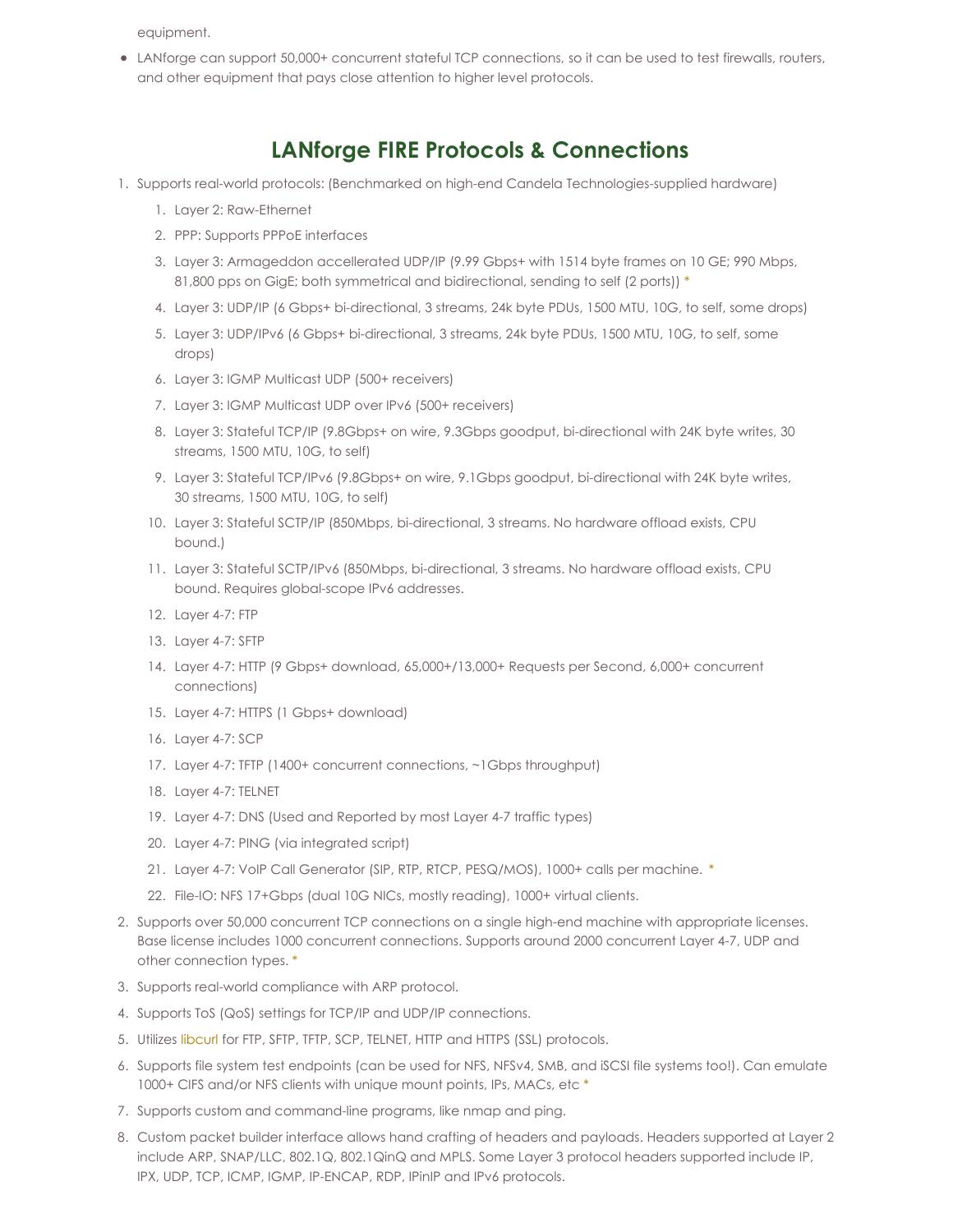equipment.

- LANforge can support 50,000+ concurrent stateful TCP connections, so it can be used to test firewalls, routers, and other equipment that pays close attention to higher level protocols.

## LANforge FIRE Protocols & Connections

1. Supports real-world protocols: (Benchmarked on high-end Candela Technologies-supplied hardware)
    1. Layer 2: Raw-Ethernet
    2. PPP: Supports PPPoE interfaces
    3. Layer 3: Armageddon accellerated UDP/IP (9.99 Gbps+ with 1514 byte frames on 10 GE; 990 Mbps, 81,800 pps on GigE; both symmetrical and bidirectional, sending to self (2 ports)) *
    4. Layer 3: UDP/IP (6 Gbps+ bi-directional, 3 streams, 24k byte PDUs, 1500 MTU, 10G, to self, some drops)
    5. Layer 3: UDP/IPv6 (6 Gbps+ bi-directional, 3 streams, 24k byte PDUs, 1500 MTU, 10G, to self, some drops)
    6. Layer 3: IGMP Multicast UDP (500+ receivers)
    7. Layer 3: IGMP Multicast UDP over IPv6 (500+ receivers)
    8. Layer 3: Stateful TCP/IP (9.8Gbps+ on wire, 9.3Gbps goodput, bi-directional with 24K byte writes, 30 streams, 1500 MTU, 10G, to self)
    9. Layer 3: Stateful TCP/IPv6 (9.8Gbps+ on wire, 9.1Gbps goodput, bi-directional with 24K byte writes, 30 streams, 1500 MTU, 10G, to self)
    10. Layer 3: Stateful SCTP/IP (850Mbps, bi-directional, 3 streams. No hardware offload exists, CPU bound.)
    11. Layer 3: Stateful SCTP/IPv6 (850Mbps, bi-directional, 3 streams. No hardware offload exists, CPU bound. Requires global-scope IPv6 addresses.
    12. Layer 4-7: FTP
    13. Layer 4-7: SFTP
    14. Layer 4-7: HTTP (9 Gbps+ download, 65,000+/13,000+ Requests per Second, 6,000+ concurrent connections)
    15. Layer 4-7: HTTPS (1 Gbps+ download)
    16. Layer 4-7: SCP
    17. Layer 4-7: TFTP (1400+ concurrent connections, ~1Gbps throughput)
    18. Layer 4-7: TELNET
    19. Layer 4-7: DNS (Used and Reported by most Layer 4-7 traffic types)
    20. Layer 4-7: PING (via integrated script)
    21. Layer 4-7: VoIP Call Generator (SIP, RTP, RTCP, PESQ/MOS), 1000+ calls per machine. *
    22. File-IO: NFS 17+Gbps (dual 10G NICs, mostly reading), 1000+ virtual clients.
2. Supports over 50,000 concurrent TCP connections on a single high-end machine with appropriate licenses. Base license includes 1000 concurrent connections. Supports around 2000 concurrent Layer 4-7, UDP and other connection types. *
3. Supports real-world compliance with ARP protocol.
4. Supports ToS (QoS) settings for TCP/IP and UDP/IP connections.
5. Utilizes libcurl for FTP, SFTP, TFTP, SCP, TELNET, HTTP and HTTPS (SSL) protocols.
6. Supports file system test endpoints (can be used for NFS, NFSv4, SMB, and iSCSI file systems too!). Can emulate 1000+ CIFS and/or NFS clients with unique mount points, IPs, MACs, etc *
7. Supports custom and command-line programs, like nmap and ping.
8. Custom packet builder interface allows hand crafting of headers and payloads. Headers supported at Layer 2 include ARP, SNAP/LLC, 802.1Q, 802.1QinQ and MPLS. Some Layer 3 protocol headers supported include IP, IPX, UDP, TCP, ICMP, IGMP, IP-ENCAP, RDP, IPinIP and IPv6 protocols.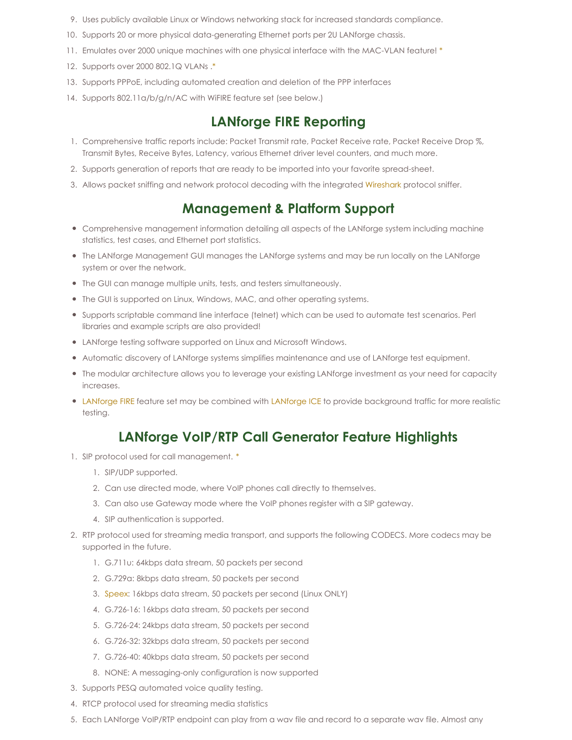9. Uses publicly available Linux or Windows networking stack for increased standards compliance.
10. Supports 20 or more physical data-generating Ethernet ports per 2U LANforge chassis.
11. Emulates over 2000 unique machines with one physical interface with the MAC-VLAN feature! *
12. Supports over 2000 802.1Q VLANs .*
13. Supports PPPoE, including automated creation and deletion of the PPP interfaces
14. Supports 802.11a/b/g/n/AC with WiFIRE feature set (see below.)

## LANforge FIRE Reporting

1. Comprehensive traffic reports include: Packet Transmit rate, Packet Receive rate, Packet Receive Drop %, Transmit Bytes, Receive Bytes, Latency, various Ethernet driver level counters, and much more.
2. Supports generation of reports that are ready to be imported into your favorite spread-sheet.
3. Allows packet sniffing and network protocol decoding with the integrated Wireshark protocol sniffer.

## Management & Platform Support

- Comprehensive management information detailing all aspects of the LANforge system including machine statistics, test cases, and Ethernet port statistics.
- The LANforge Management GUI manages the LANforge systems and may be run locally on the LANforge system or over the network.
- The GUI can manage multiple units, tests, and testers simultaneously.
- The GUI is supported on Linux, Windows, MAC, and other operating systems.
- Supports scriptable command line interface (telnet) which can be used to automate test scenarios. Perl libraries and example scripts are also provided!
- LANforge testing software supported on Linux and Microsoft Windows.
- Automatic discovery of LANforge systems simplifies maintenance and use of LANforge test equipment.
- The modular architecture allows you to leverage your existing LANforge investment as your need for capacity increases.
- LANforge FIRE feature set may be combined with LANforge ICE to provide background traffic for more realistic testing.

## LANforge VoIP/RTP Call Generator Feature Highlights

1. SIP protocol used for call management. *
   1. SIP/UDP supported.
   2. Can use directed mode, where VoIP phones call directly to themselves.
   3. Can also use Gateway mode where the VoIP phones register with a SIP gateway.
   4. SIP authentication is supported.
2. RTP protocol used for streaming media transport, and supports the following CODECS. More codecs may be supported in the future.
   1. G.711u: 64kbps data stream, 50 packets per second
   2. G.729a: 8kbps data stream, 50 packets per second
   3. Speex: 16kbps data stream, 50 packets per second (Linux ONLY)
   4. G.726-16: 16kbps data stream, 50 packets per second
   5. G.726-24: 24kbps data stream, 50 packets per second
   6. G.726-32: 32kbps data stream, 50 packets per second
   7. G.726-40: 40kbps data stream, 50 packets per second
   8. NONE: A messaging-only configuration is now supported
3. Supports PESQ automated voice quality testing.
4. RTCP protocol used for streaming media statistics
5. Each LANforge VoIP/RTP endpoint can play from a wav file and record to a separate wav file. Almost any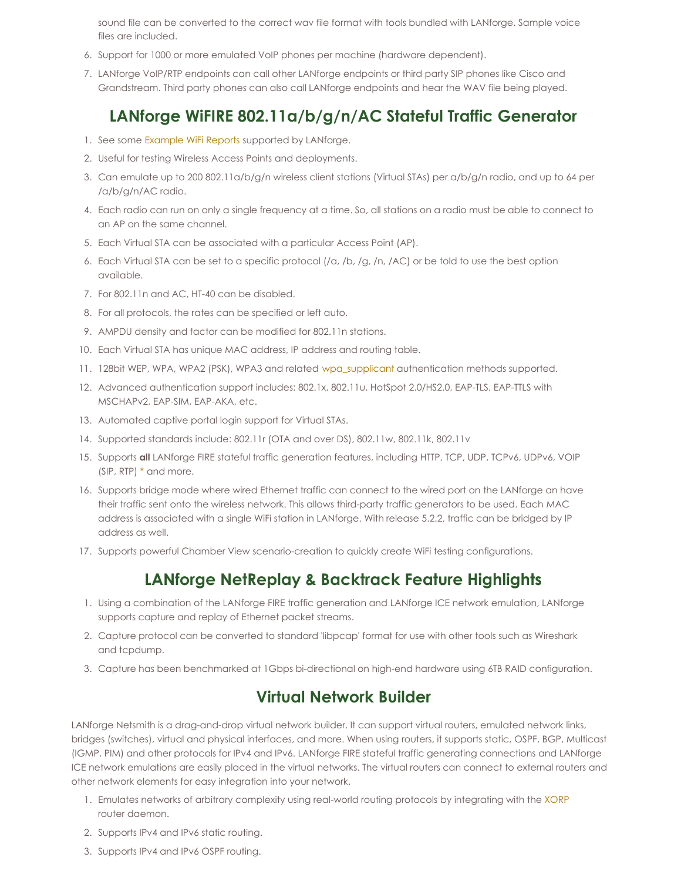sound file can be converted to the correct wav file format with tools bundled with LANforge. Sample voice files are included.

6. Support for 1000 or more emulated VoIP phones per machine (hardware dependent).
7. LANforge VoIP/RTP endpoints can call other LANforge endpoints or third party SIP phones like Cisco and Grandstream. Third party phones can also call LANforge endpoints and hear the WAV file being played.

## LANforge WiFIRE 802.11a/b/g/n/AC Stateful Traffic Generator

1. See some Example WiFi Reports supported by LANforge.
2. Useful for testing Wireless Access Points and deployments.
3. Can emulate up to 200 802.11a/b/g/n wireless client stations (Virtual STAs) per a/b/g/n radio, and up to 64 per /a/b/g/n/AC radio.
4. Each radio can run on only a single frequency at a time. So, all stations on a radio must be able to connect to an AP on the same channel.
5. Each Virtual STA can be associated with a particular Access Point (AP).
6. Each Virtual STA can be set to a specific protocol (/a, /b, /g, /n, /AC) or be told to use the best option available.
7. For 802.11n and AC, HT-40 can be disabled.
8. For all protocols, the rates can be specified or left auto.
9. AMPDU density and factor can be modified for 802.11n stations.
10. Each Virtual STA has unique MAC address, IP address and routing table.
11. 128bit WEP, WPA, WPA2 (PSK), WPA3 and related wpa_supplicant authentication methods supported.
12. Advanced authentication support includes: 802.1x, 802.11u, HotSpot 2.0/HS2.0, EAP-TLS, EAP-TTLS with MSCHAPv2, EAP-SIM, EAP-AKA, etc.
13. Automated captive portal login support for Virtual STAs.
14. Supported standards include: 802.11r (OTA and over DS), 802.11w, 802.11k, 802.11v
15. Supports **all** LANforge FIRE stateful traffic generation features, including HTTP, TCP, UDP, TCPv6, UDPv6, VOIP (SIP, RTP) * and more.
16. Supports bridge mode where wired Ethernet traffic can connect to the wired port on the LANforge an have their traffic sent onto the wireless network. This allows third-party traffic generators to be used. Each MAC address is associated with a single WiFi station in LANforge. With release 5.2.2, traffic can be bridged by IP address as well.
17. Supports powerful Chamber View scenario-creation to quickly create WiFi testing configurations.

## LANforge NetReplay & Backtrack Feature Highlights

1. Using a combination of the LANforge FIRE traffic generation and LANforge ICE network emulation, LANforge supports capture and replay of Ethernet packet streams.
2. Capture protocol can be converted to standard 'libpcap' format for use with other tools such as Wireshark and tcpdump.
3. Capture has been benchmarked at 1Gbps bi-directional on high-end hardware using 6TB RAID configuration.

## Virtual Network Builder

LANforge Netsmith is a drag-and-drop virtual network builder. It can support virtual routers, emulated network links, bridges (switches), virtual and physical interfaces, and more. When using routers, it supports static, OSPF, BGP, Multicast (IGMP, PIM) and other protocols for IPv4 and IPv6. LANforge FIRE stateful traffic generating connections and LANforge ICE network emulations are easily placed in the virtual networks. The virtual routers can connect to external routers and other network elements for easy integration into your network.

1. Emulates networks of arbitrary complexity using real-world routing protocols by integrating with the XORP router daemon.
2. Supports IPv4 and IPv6 static routing.
3. Supports IPv4 and IPv6 OSPF routing.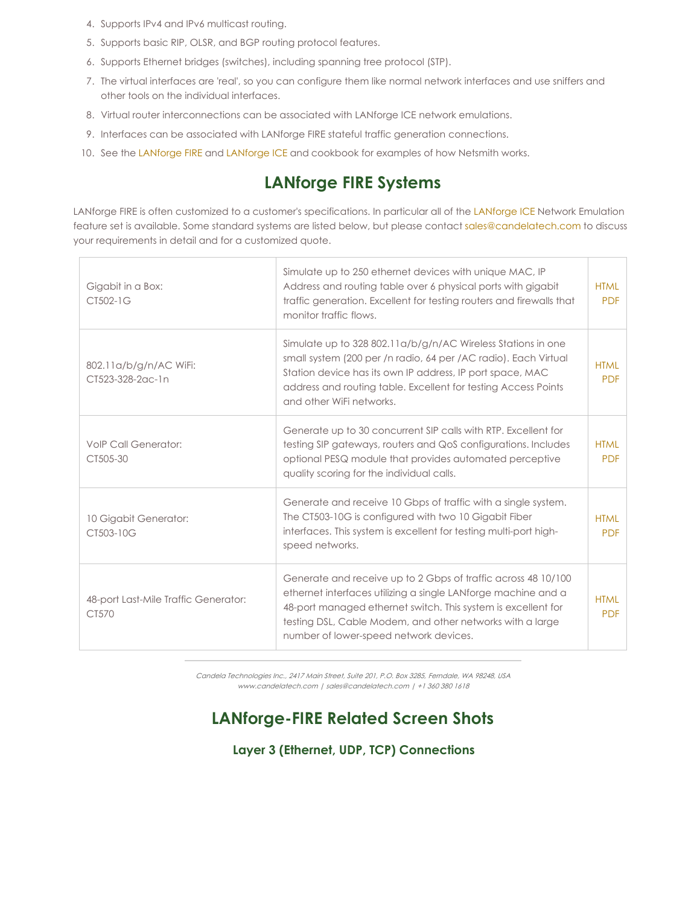4. Supports IPv4 and IPv6 multicast routing.
5. Supports basic RIP, OLSR, and BGP routing protocol features.
6. Supports Ethernet bridges (switches), including spanning tree protocol (STP).
7. The virtual interfaces are 'real', so you can configure them like normal network interfaces and use sniffers and other tools on the individual interfaces.
8. Virtual router interconnections can be associated with LANforge ICE network emulations.
9. Interfaces can be associated with LANforge FIRE stateful traffic generation connections.
10. See the LANforge FIRE and LANforge ICE and cookbook for examples of how Netsmith works.

## LANforge FIRE Systems

LANforge FIRE is often customized to a customer's specifications. In particular all of the LANforge ICE Network Emulation feature set is available. Some standard systems are listed below, but please contact sales@candelatech.com to discuss your requirements in detail and for a customized quote.

| | | |
|---|---|---|
| Gigabit in a Box:<br>CT502-1G | Simulate up to 250 ethernet devices with unique MAC, IP Address and routing table over 6 physical ports with gigabit traffic generation. Excellent for testing routers and firewalls that monitor traffic flows. | HTML<br>PDF |
| 802.11a/b/g/n/AC WiFi:<br>CT523-328-2ac-1n | Simulate up to 328 802.11a/b/g/n/AC Wireless Stations in one small system (200 per /n radio, 64 per /AC radio). Each Virtual Station device has its own IP address, IP port space, MAC address and routing table. Excellent for testing Access Points and other WiFi networks. | HTML<br>PDF |
| VoIP Call Generator:<br>CT505-30 | Generate up to 30 concurrent SIP calls with RTP. Excellent for testing SIP gateways, routers and QoS configurations. Includes optional PESQ module that provides automated perceptive quality scoring for the individual calls. | HTML<br>PDF |
| 10 Gigabit Generator:<br>CT503-10G | Generate and receive 10 Gbps of traffic with a single system. The CT503-10G is configured with two 10 Gigabit Fiber interfaces. This system is excellent for testing multi-port high-speed networks. | HTML<br>PDF |
| 48-port Last-Mile Traffic Generator:<br>CT570 | Generate and receive up to 2 Gbps of traffic across 48 10/100 ethernet interfaces utilizing a single LANforge machine and a 48-port managed ethernet switch. This system is excellent for testing DSL, Cable Modem, and other networks with a large number of lower-speed network devices. | HTML<br>PDF |

*Candela Technologies Inc., 2417 Main Street, Suite 201, P.O. Box 3285, Ferndale, WA 98248, USA*
*www.candelatech.com | sales@candelatech.com | +1 360 380 1618*

## LANforge-FIRE Related Screen Shots

### Layer 3 (Ethernet, UDP, TCP) Connections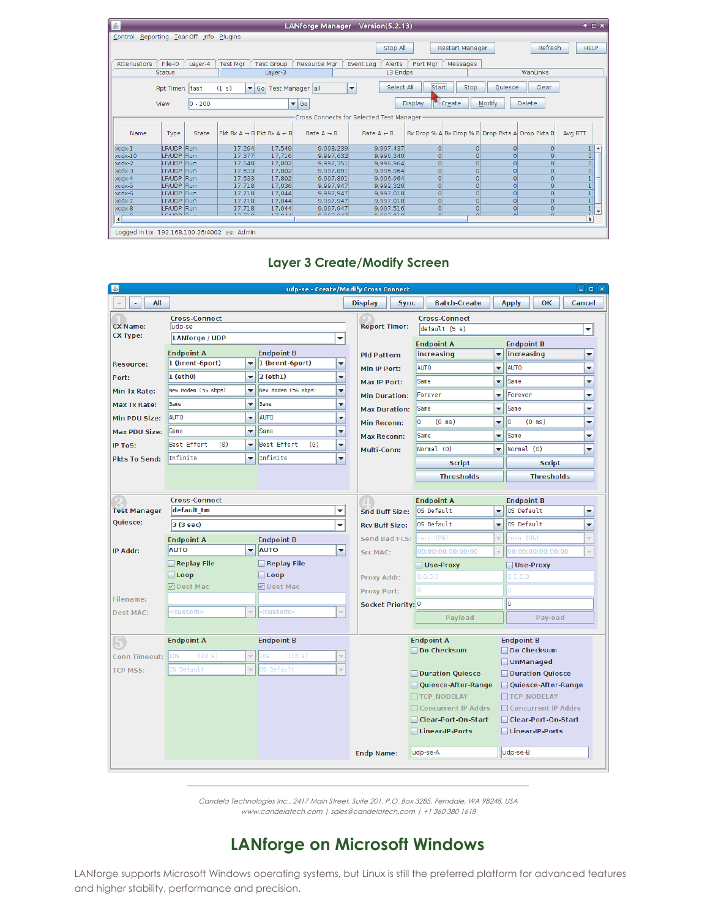**Layer 3 Create/Modify Screen**

Candela Technologies Inc., 2417 Main Street, Suite 201, P.O. Box 3285, Ferndale, WA 98248, USA
www.candelatech.com | sales@candelatech.com | +1 360 380 1618

## LANforge on Microsoft Windows

LANforge supports Microsoft Windows operating systems, but Linux is still the preferred platform for advanced features and higher stability, performance and precision.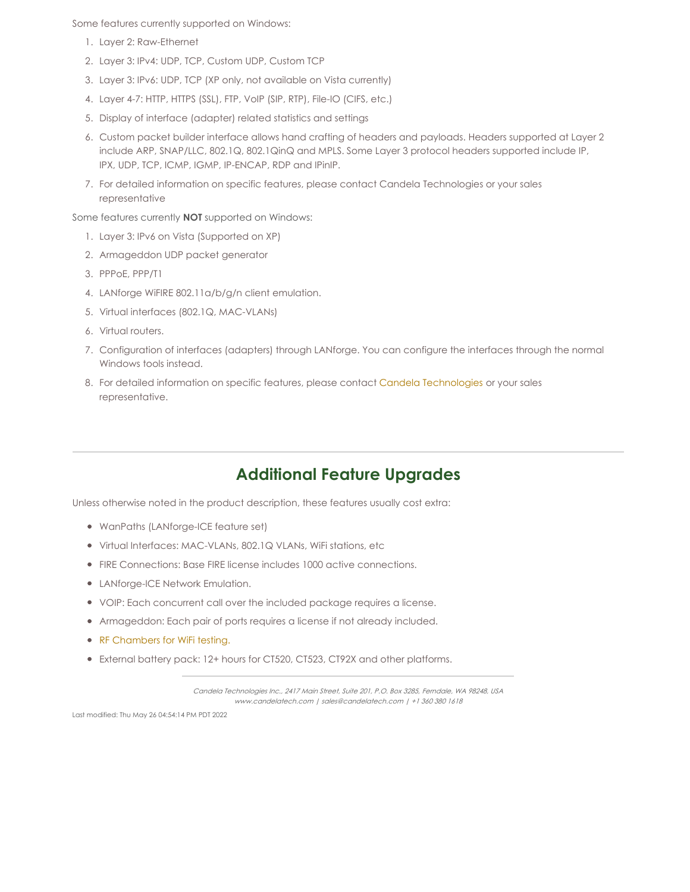Some features currently supported on Windows:

1. Layer 2: Raw-Ethernet
2. Layer 3: IPv4: UDP, TCP, Custom UDP, Custom TCP
3. Layer 3: IPv6: UDP, TCP (XP only, not available on Vista currently)
4. Layer 4-7: HTTP, HTTPS (SSL), FTP, VoIP (SIP, RTP), File-IO (CIFS, etc.)
5. Display of interface (adapter) related statistics and settings
6. Custom packet builder interface allows hand crafting of headers and payloads. Headers supported at Layer 2 include ARP, SNAP/LLC, 802.1Q, 802.1QinQ and MPLS. Some Layer 3 protocol headers supported include IP, IPX, UDP, TCP, ICMP, IGMP, IP-ENCAP, RDP and IPinIP.
7. For detailed information on specific features, please contact Candela Technologies or your sales representative

Some features currently **NOT** supported on Windows:

1. Layer 3: IPv6 on Vista (Supported on XP)
2. Armageddon UDP packet generator
3. PPPoE, PPP/T1
4. LANforge WiFIRE 802.11a/b/g/n client emulation.
5. Virtual interfaces (802.1Q, MAC-VLANs)
6. Virtual routers.
7. Configuration of interfaces (adapters) through LANforge. You can configure the interfaces through the normal Windows tools instead.
8. For detailed information on specific features, please contact Candela Technologies or your sales representative.

---

## Additional Feature Upgrades

Unless otherwise noted in the product description, these features usually cost extra:

- WanPaths (LANforge-ICE feature set)
- Virtual Interfaces: MAC-VLANs, 802.1Q VLANs, WiFi stations, etc
- FIRE Connections: Base FIRE license includes 1000 active connections.
- LANforge-ICE Network Emulation.
- VOIP: Each concurrent call over the included package requires a license.
- Armageddon: Each pair of ports requires a license if not already included.
- RF Chambers for WiFi testing.
- External battery pack: 12+ hours for CT520, CT523, CT92X and other platforms.

*Candela Technologies Inc., 2417 Main Street, Suite 201, P.O. Box 3285, Ferndale, WA 98248, USA*
*www.candelatech.com | sales@candelatech.com | +1 360 380 1618*

Last modified: Thu May 26 04:54:14 PM PDT 2022